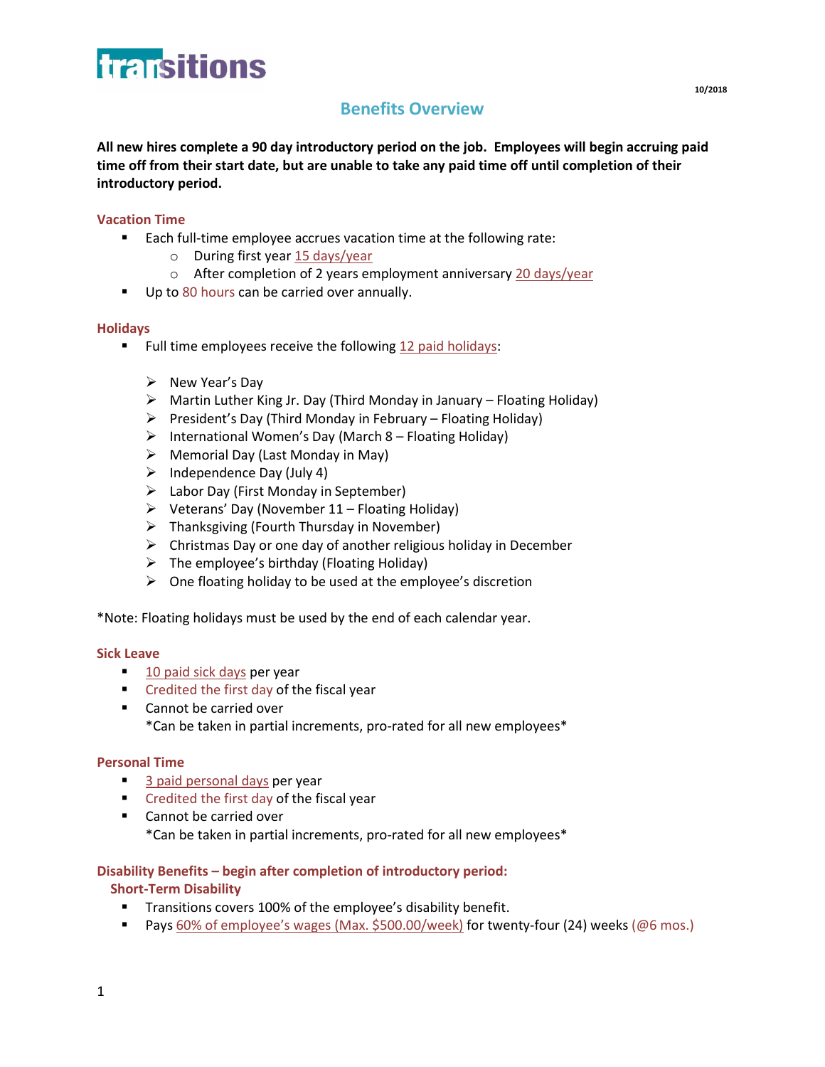transitions

10/2018

# Benefits Overview

**All new hires complete a 90 day introductory period on the job. Employees will begin accruing paid time off from their start date, but are unable to take any paid time off until completion of their introductory period.**

## Vacation Time

- Each full-time employee accrues vacation time at the following rate:
  - During first year 15 days/year
  - After completion of 2 years employment anniversary 20 days/year
- Up to 80 hours can be carried over annually.

## Holidays

- Full time employees receive the following 12 paid holidays:

  - New Year's Day
  - Martin Luther King Jr. Day (Third Monday in January – Floating Holiday)
  - President's Day (Third Monday in February – Floating Holiday)
  - International Women's Day (March 8 – Floating Holiday)
  - Memorial Day (Last Monday in May)
  - Independence Day (July 4)
  - Labor Day (First Monday in September)
  - Veterans' Day (November 11 – Floating Holiday)
  - Thanksgiving (Fourth Thursday in November)
  - Christmas Day or one day of another religious holiday in December
  - The employee's birthday (Floating Holiday)
  - One floating holiday to be used at the employee's discretion

*Note: Floating holidays must be used by the end of each calendar year.

## Sick Leave

- 10 paid sick days per year
- Credited the first day of the fiscal year
- Cannot be carried over
  *Can be taken in partial increments, pro-rated for all new employees*

## Personal Time

- 3 paid personal days per year
- Credited the first day of the fiscal year
- Cannot be carried over
  *Can be taken in partial increments, pro-rated for all new employees*

## Disability Benefits – begin after completion of introductory period:

### Short-Term Disability

- Transitions covers 100% of the employee's disability benefit.
- Pays 60% of employee's wages (Max. $500.00/week) for twenty-four (24) weeks (@6 mos.)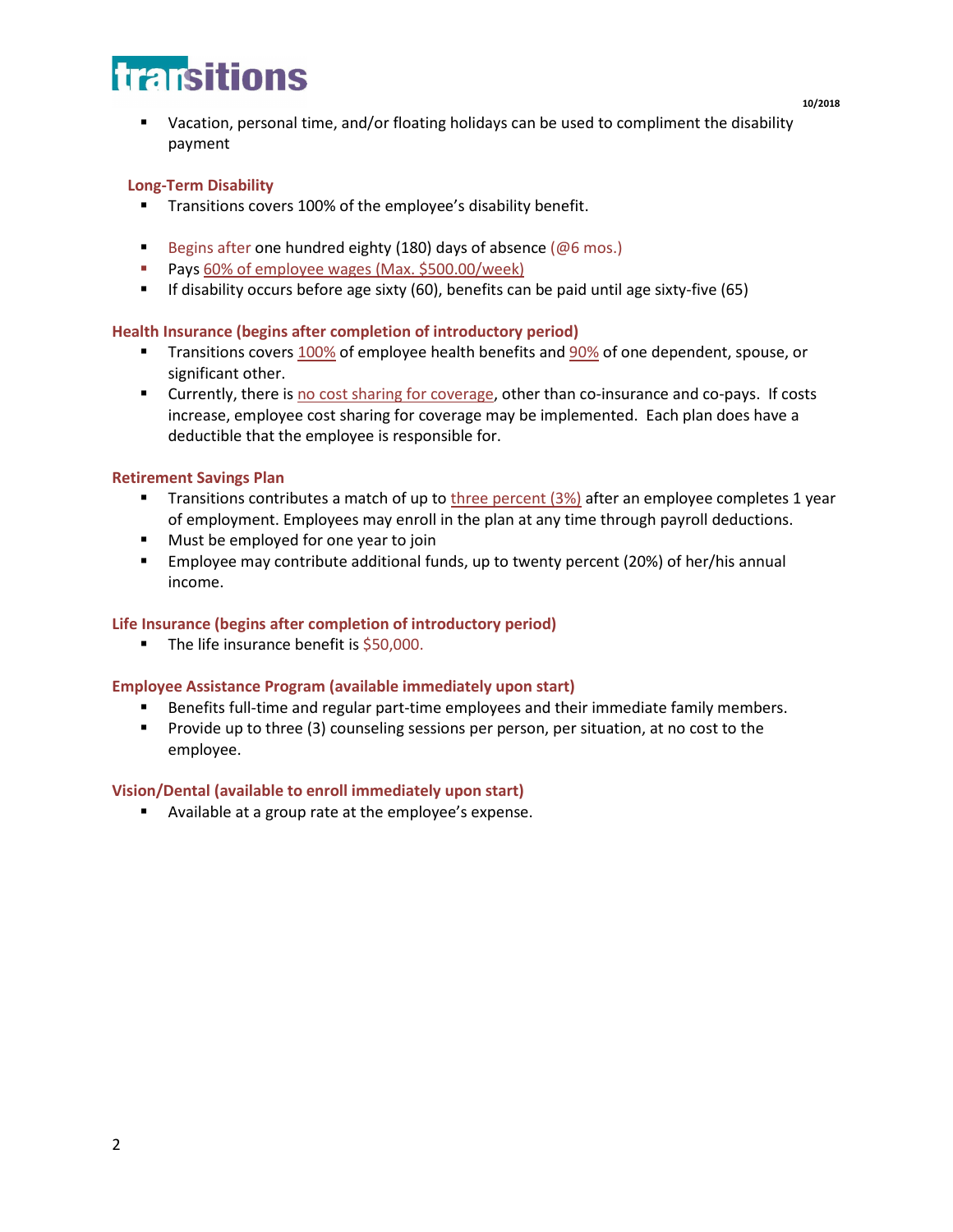- Vacation, personal time, and/or floating holidays can be used to compliment the disability payment

### Long-Term Disability

- Transitions covers 100% of the employee's disability benefit.
- Begins after one hundred eighty (180) days of absence (@6 mos.)
- Pays 60% of employee wages (Max. $500.00/week)
- If disability occurs before age sixty (60), benefits can be paid until age sixty-five (65)

### Health Insurance (begins after completion of introductory period)

- Transitions covers 100% of employee health benefits and 90% of one dependent, spouse, or significant other.
- Currently, there is no cost sharing for coverage, other than co-insurance and co-pays. If costs increase, employee cost sharing for coverage may be implemented. Each plan does have a deductible that the employee is responsible for.

### Retirement Savings Plan

- Transitions contributes a match of up to three percent (3%) after an employee completes 1 year of employment. Employees may enroll in the plan at any time through payroll deductions.
- Must be employed for one year to join
- Employee may contribute additional funds, up to twenty percent (20%) of her/his annual income.

### Life Insurance (begins after completion of introductory period)

- The life insurance benefit is $50,000.

### Employee Assistance Program (available immediately upon start)

- Benefits full-time and regular part-time employees and their immediate family members.
- Provide up to three (3) counseling sessions per person, per situation, at no cost to the employee.

### Vision/Dental (available to enroll immediately upon start)

- Available at a group rate at the employee's expense.